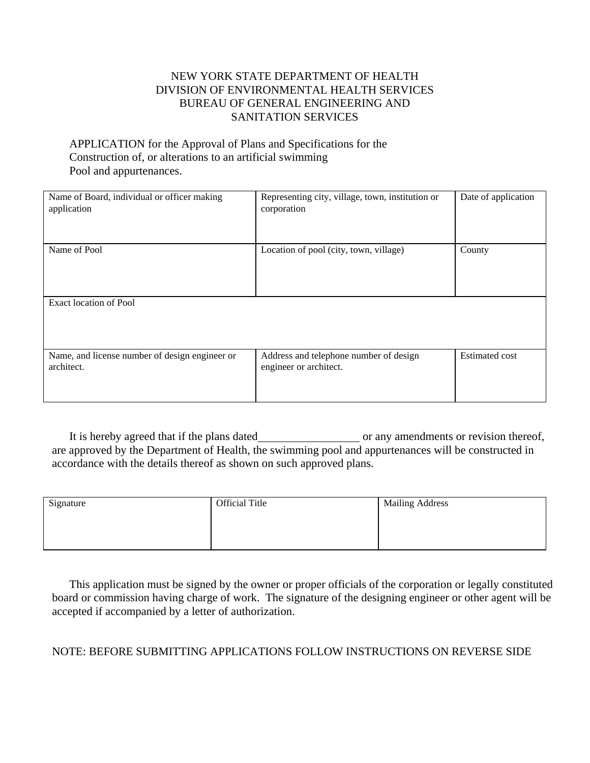NEW YORK STATE DEPARTMENT OF HEALTH
DIVISION OF ENVIRONMENTAL HEALTH SERVICES
BUREAU OF GENERAL ENGINEERING AND
SANITATION SERVICES

APPLICATION for the Approval of Plans and Specifications for the Construction of, or alterations to an artificial swimming Pool and appurtenances.

| Name of Board, individual or officer making application | Representing city, village, town, institution or corporation | Date of application |
|---|---|---|
| Name of Pool | Location of pool (city, town, village) | County |
| Exact location of Pool | | |
| Name, and license number of design engineer or architect. | Address and telephone number of design engineer or architect. | Estimated cost |

It is hereby agreed that if the plans dated_________________ or any amendments or revision thereof, are approved by the Department of Health, the swimming pool and appurtenances will be constructed in accordance with the details thereof as shown on such approved plans.

| Signature | Official Title | Mailing Address |
|---|---|---|
| | | |

This application must be signed by the owner or proper officials of the corporation or legally constituted board or commission having charge of work. The signature of the designing engineer or other agent will be accepted if accompanied by a letter of authorization.

NOTE: BEFORE SUBMITTING APPLICATIONS FOLLOW INSTRUCTIONS ON REVERSE SIDE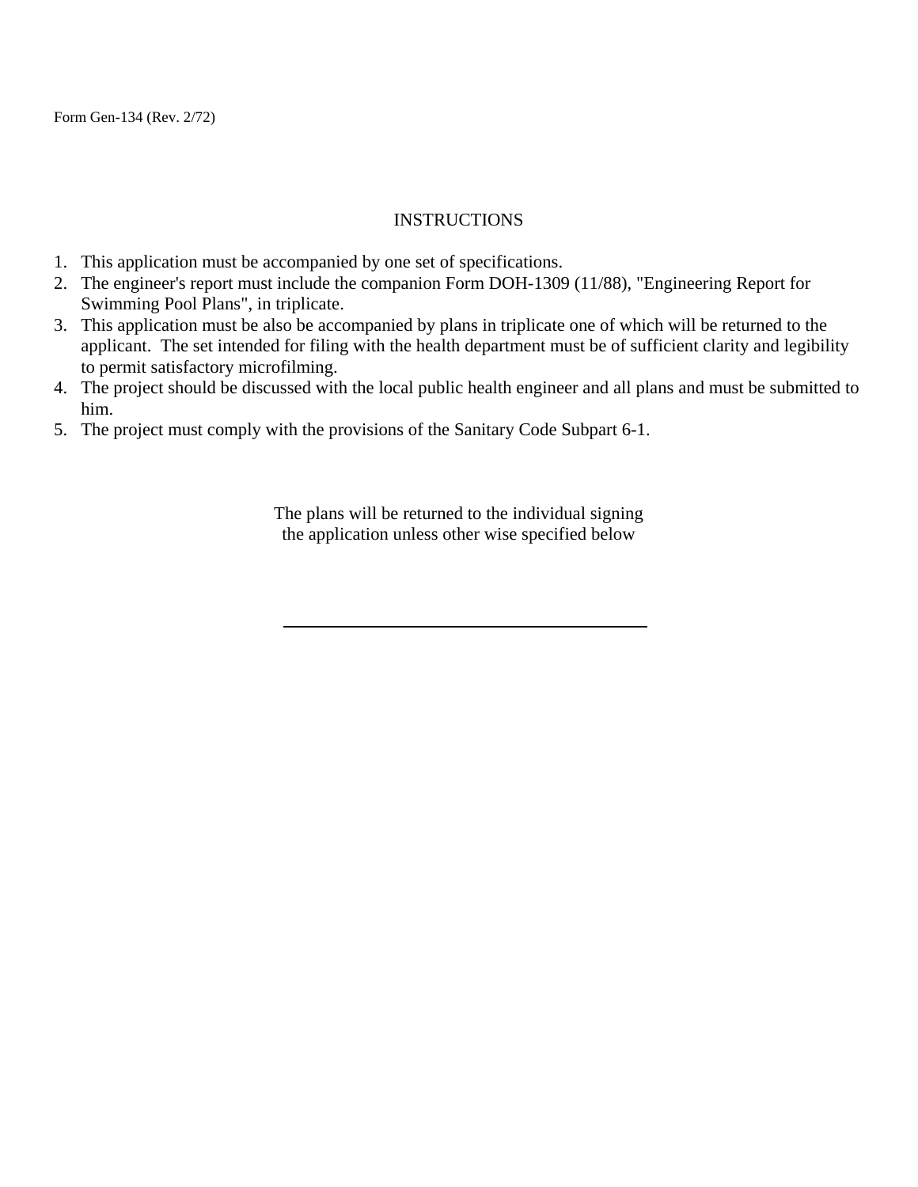Form Gen-134 (Rev. 2/72)

## INSTRUCTIONS

1. This application must be accompanied by one set of specifications.
2. The engineer's report must include the companion Form DOH-1309 (11/88), "Engineering Report for Swimming Pool Plans", in triplicate.
3. This application must be also be accompanied by plans in triplicate one of which will be returned to the applicant. The set intended for filing with the health department must be of sufficient clarity and legibility to permit satisfactory microfilming.
4. The project should be discussed with the local public health engineer and all plans and must be submitted to him.
5. The project must comply with the provisions of the Sanitary Code Subpart 6-1.

The plans will be returned to the individual signing the application unless other wise specified below

\_\_\_\_\_\_\_\_\_\_\_\_\_\_\_\_\_\_\_\_\_\_\_\_\_\_\_\_\_\_\_\_\_\_\_\_\_\_\_\_